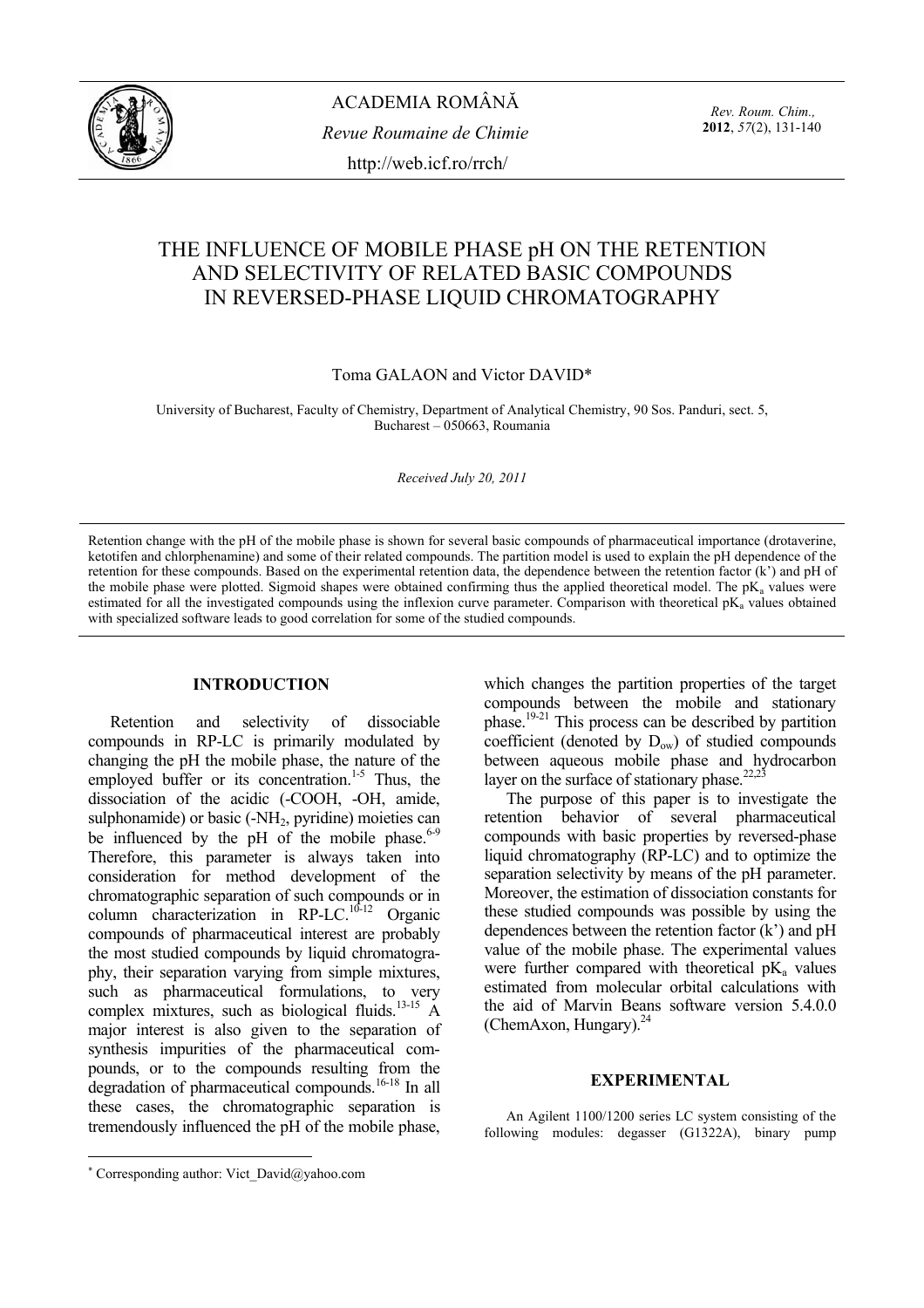ACADEMIA ROMÂNĂ

*Revue Roumaine de Chimie*

http://web.icf.ro/rrch/

# THE INFLUENCE OF MOBILE PHASE pH ON THE RETENTION AND SELECTIVITY OF RELATED BASIC COMPOUNDS IN REVERSED-PHASE LIQUID CHROMATOGRAPHY

Toma GALAON and Victor DAVID*

University of Bucharest, Faculty of Chemistry, Department of Analytical Chemistry, 90 Sos. Panduri, sect. 5, Bucharest – 050663, Roumania

*Received July 20, 2011*

Retention change with the pH of the mobile phase is shown for several basic compounds of pharmaceutical importance (drotaverine, ketotifen and chlorphenamine) and some of their related compounds. The partition model is used to explain the pH dependence of the retention for these compounds. Based on the experimental retention data, the dependence between the retention factor (k') and pH of the mobile phase were plotted. Sigmoid shapes were obtained confirming thus the applied theoretical model. The $pK_a$ values were estimated for all the investigated compounds using the inflexion curve parameter. Comparison with theoretical $pK_a$ values obtained with specialized software leads to good correlation for some of the studied compounds.

## INTRODUCTION

Retention and selectivity of dissociable compounds in RP-LC is primarily modulated by changing the pH the mobile phase, the nature of the employed buffer or its concentration.[1-5] Thus, the dissociation of the acidic (-COOH, -OH, amide, sulphonamide) or basic (-$NH_2$, pyridine) moieties can be influenced by the pH of the mobile phase.[6-9] Therefore, this parameter is always taken into consideration for method development of the chromatographic separation of such compounds or in column characterization in RP-LC.[10-12] Organic compounds of pharmaceutical interest are probably the most studied compounds by liquid chromatography, their separation varying from simple mixtures, such as pharmaceutical formulations, to very complex mixtures, such as biological fluids.[13-15] A major interest is also given to the separation of synthesis impurities of the pharmaceutical compounds, or to the compounds resulting from the degradation of pharmaceutical compounds.[16-18] In all these cases, the chromatographic separation is tremendously influenced the pH of the mobile phase, which changes the partition properties of the target compounds between the mobile and stationary phase.[19-21] This process can be described by partition coefficient (denoted by $D_{ow}$) of studied compounds between aqueous mobile phase and hydrocarbon layer on the surface of stationary phase.[22,23]

The purpose of this paper is to investigate the retention behavior of several pharmaceutical compounds with basic properties by reversed-phase liquid chromatography (RP-LC) and to optimize the separation selectivity by means of the pH parameter. Moreover, the estimation of dissociation constants for these studied compounds was possible by using the dependences between the retention factor (k') and pH value of the mobile phase. The experimental values were further compared with theoretical $pK_a$ values estimated from molecular orbital calculations with the aid of Marvin Beans software version 5.4.0.0 (ChemAxon, Hungary).[24]

## EXPERIMENTAL

An Agilent 1100/1200 series LC system consisting of the following modules: degasser (G1322A), binary pump

* Corresponding author: Vict_David@yahoo.com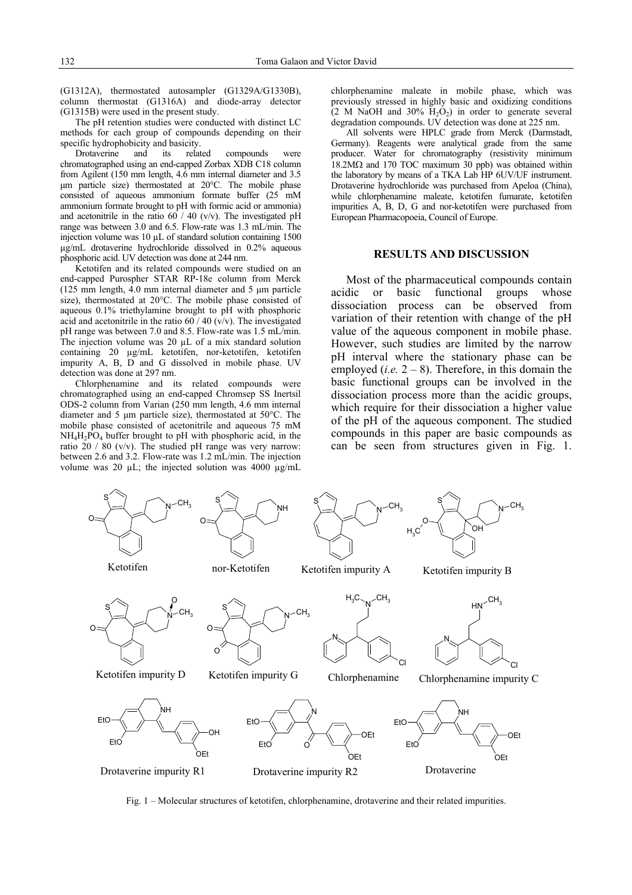(G1312A), thermostated autosampler (G1329A/G1330B), column thermostat (G1316A) and diode-array detector (G1315B) were used in the present study.

The pH retention studies were conducted with distinct LC methods for each group of compounds depending on their specific hydrophobicity and basicity.

Drotaverine and its related compounds were chromatographed using an end-capped Zorbax XDB C18 column from Agilent (150 mm length, 4.6 mm internal diameter and 3.5 µm particle size) thermostated at 20°C. The mobile phase consisted of aqueous ammonium formate buffer (25 mM ammonium formate brought to pH with formic acid or ammonia) and acetonitrile in the ratio 60 / 40 (v/v). The investigated pH range was between 3.0 and 6.5. Flow-rate was 1.3 mL/min. The injection volume was 10 µL of standard solution containing 1500 µg/mL drotaverine hydrochloride dissolved in 0.2% aqueous phosphoric acid. UV detection was done at 244 nm.

Ketotifen and its related compounds were studied on an end-capped Purospher STAR RP-18e column from Merck (125 mm length, 4.0 mm internal diameter and 5 µm particle size), thermostated at 20°C. The mobile phase consisted of aqueous 0.1% triethylamine brought to pH with phosphoric acid and acetonitrile in the ratio 60 / 40 (v/v). The investigated pH range was between 7.0 and 8.5. Flow-rate was 1.5 mL/min. The injection volume was 20 µL of a mix standard solution containing 20 µg/mL ketotifen, nor-ketotifen, ketotifen impurity A, B, D and G dissolved in mobile phase. UV detection was done at 297 nm.

Chlorphenamine and its related compounds were chromatographed using an end-capped Chromsep SS Inertsil ODS-2 column from Varian (250 mm length, 4.6 mm internal diameter and 5 µm particle size), thermostated at 50°C. The mobile phase consisted of acetonitrile and aqueous 75 mM $NH_4H_2PO_4$ buffer brought to pH with phosphoric acid, in the ratio 20 / 80 (v/v). The studied pH range was very narrow: between 2.6 and 3.2. Flow-rate was 1.2 mL/min. The injection volume was 20 µL; the injected solution was 4000 µg/mL chlorphenamine maleate in mobile phase, which was previously stressed in highly basic and oxidizing conditions (2 M NaOH and 30% $H_2O_2$) in order to generate several degradation compounds. UV detection was done at 225 nm.

All solvents were HPLC grade from Merck (Darmstadt, Germany). Reagents were analytical grade from the same producer. Water for chromatography (resistivity minimum 18.2MΩ and 170 TOC maximum 30 ppb) was obtained within the laboratory by means of a TKA Lab HP 6UV/UF instrument. Drotaverine hydrochloride was purchased from Apeloa (China), while chlorphenamine maleate, ketotifen fumarate, ketotifen impurities A, B, D, G and nor-ketotifen were purchased from European Pharmacopoeia, Council of Europe.

## RESULTS AND DISCUSSION

Most of the pharmaceutical compounds contain acidic or basic functional groups whose dissociation process can be observed from variation of their retention with change of the pH value of the aqueous component in mobile phase. However, such studies are limited by the narrow pH interval where the stationary phase can be employed (*i.e.* 2 – 8). Therefore, in this domain the basic functional groups can be involved in the dissociation process more than the acidic groups, which require for their dissociation a higher value of the pH of the aqueous component. The studied compounds in this paper are basic compounds as can be seen from structures given in Fig. 1.

Fig. 1 – Molecular structures of ketotifen, chlorphenamine, drotaverine and their related impurities.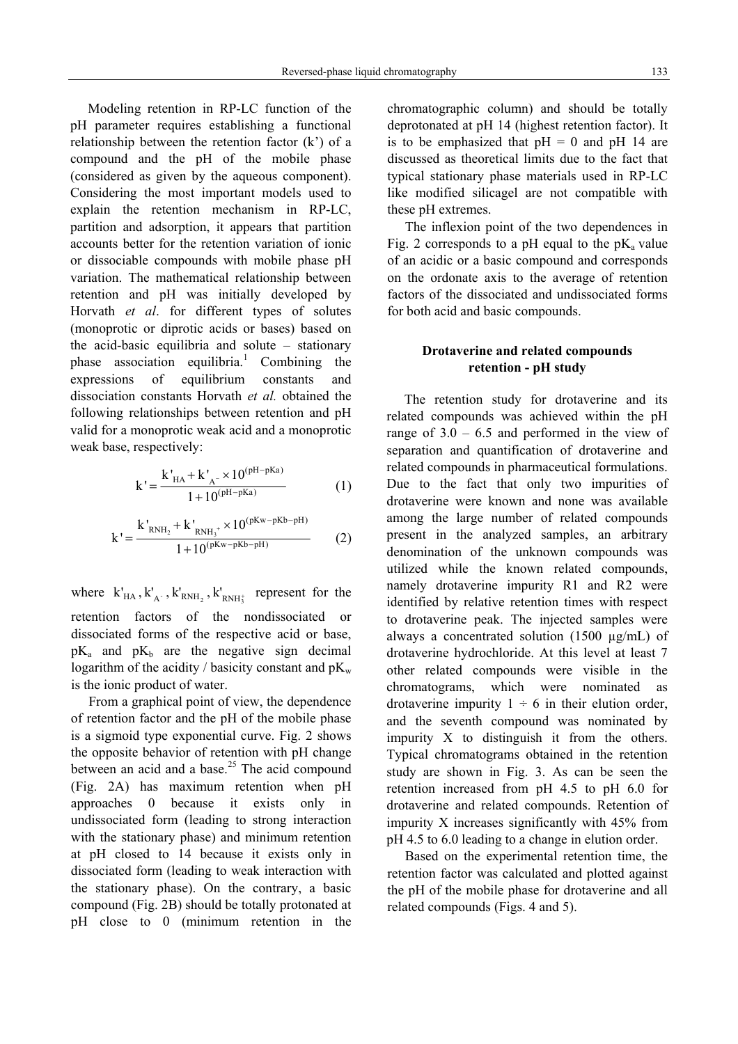Modeling retention in RP-LC function of the pH parameter requires establishing a functional relationship between the retention factor (k') of a compound and the pH of the mobile phase (considered as given by the aqueous component). Considering the most important models used to explain the retention mechanism in RP-LC, partition and adsorption, it appears that partition accounts better for the retention variation of ionic or dissociable compounds with mobile phase pH variation. The mathematical relationship between retention and pH was initially developed by Horvath *et al*. for different types of solutes (monoprotic or diprotic acids or bases) based on the acid-basic equilibria and solute – stationary phase association equilibria.[1] Combining the expressions of equilibrium constants and dissociation constants Horvath *et al.* obtained the following relationships between retention and pH valid for a monoprotic weak acid and a monoprotic weak base, respectively:

$$k' = \frac{k'_{HA} + k'_{A^-} \times 10^{(pH - pKa)}}{1 + 10^{(pH - pKa)}} \tag{1}$$

$$k' = \frac{k'_{RNH_2} + k'_{RNH_3^+} \times 10^{(pKw - pKb - pH)}}{1 + 10^{(pKw - pKb - pH)}} \tag{2}$$

where $k'_{HA}, k'_{A^-}, k'_{RNH_2}, k'_{RNH_3^+}$ represent for the retention factors of the nondissociated or dissociated forms of the respective acid or base, $pK_a$ and $pK_b$ are the negative sign decimal logarithm of the acidity / basicity constant and $pK_w$ is the ionic product of water.

From a graphical point of view, the dependence of retention factor and the pH of the mobile phase is a sigmoid type exponential curve. Fig. 2 shows the opposite behavior of retention with pH change between an acid and a base.[25] The acid compound (Fig. 2A) has maximum retention when pH approaches 0 because it exists only in undissociated form (leading to strong interaction with the stationary phase) and minimum retention at pH closed to 14 because it exists only in dissociated form (leading to weak interaction with the stationary phase). On the contrary, a basic compound (Fig. 2B) should be totally protonated at pH close to 0 (minimum retention in the chromatographic column) and should be totally deprotonated at pH 14 (highest retention factor). It is to be emphasized that pH = 0 and pH 14 are discussed as theoretical limits due to the fact that typical stationary phase materials used in RP-LC like modified silicagel are not compatible with these pH extremes.

The inflexion point of the two dependences in Fig. 2 corresponds to a pH equal to the $pK_a$ value of an acidic or a basic compound and corresponds on the ordonate axis to the average of retention factors of the dissociated and undissociated forms for both acid and basic compounds.

## Drotaverine and related compounds retention - pH study

The retention study for drotaverine and its related compounds was achieved within the pH range of 3.0 – 6.5 and performed in the view of separation and quantification of drotaverine and related compounds in pharmaceutical formulations. Due to the fact that only two impurities of drotaverine were known and none was available among the large number of related compounds present in the analyzed samples, an arbitrary denomination of the unknown compounds was utilized while the known related compounds, namely drotaverine impurity R1 and R2 were identified by relative retention times with respect to drotaverine peak. The injected samples were always a concentrated solution (1500 μg/mL) of drotaverine hydrochloride. At this level at least 7 other related compounds were visible in the chromatograms, which were nominated as drotaverine impurity 1 ÷ 6 in their elution order, and the seventh compound was nominated by impurity X to distinguish it from the others. Typical chromatograms obtained in the retention study are shown in Fig. 3. As can be seen the retention increased from pH 4.5 to pH 6.0 for drotaverine and related compounds. Retention of impurity X increases significantly with 45% from pH 4.5 to 6.0 leading to a change in elution order.

Based on the experimental retention time, the retention factor was calculated and plotted against the pH of the mobile phase for drotaverine and all related compounds (Figs. 4 and 5).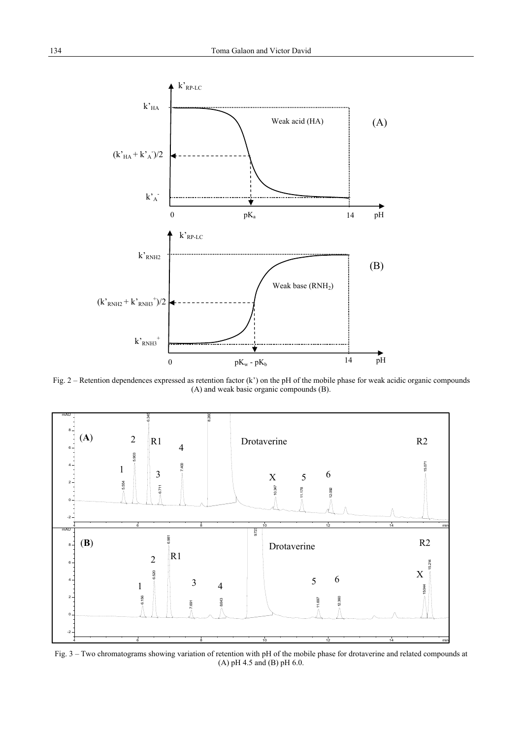Fig. 2 – Retention dependences expressed as retention factor (k') on the pH of the mobile phase for weak acidic organic compounds (A) and weak basic organic compounds (B).

Fig. 3 – Two chromatograms showing variation of retention with pH of the mobile phase for drotaverine and related compounds at (A) pH 4.5 and (B) pH 6.0.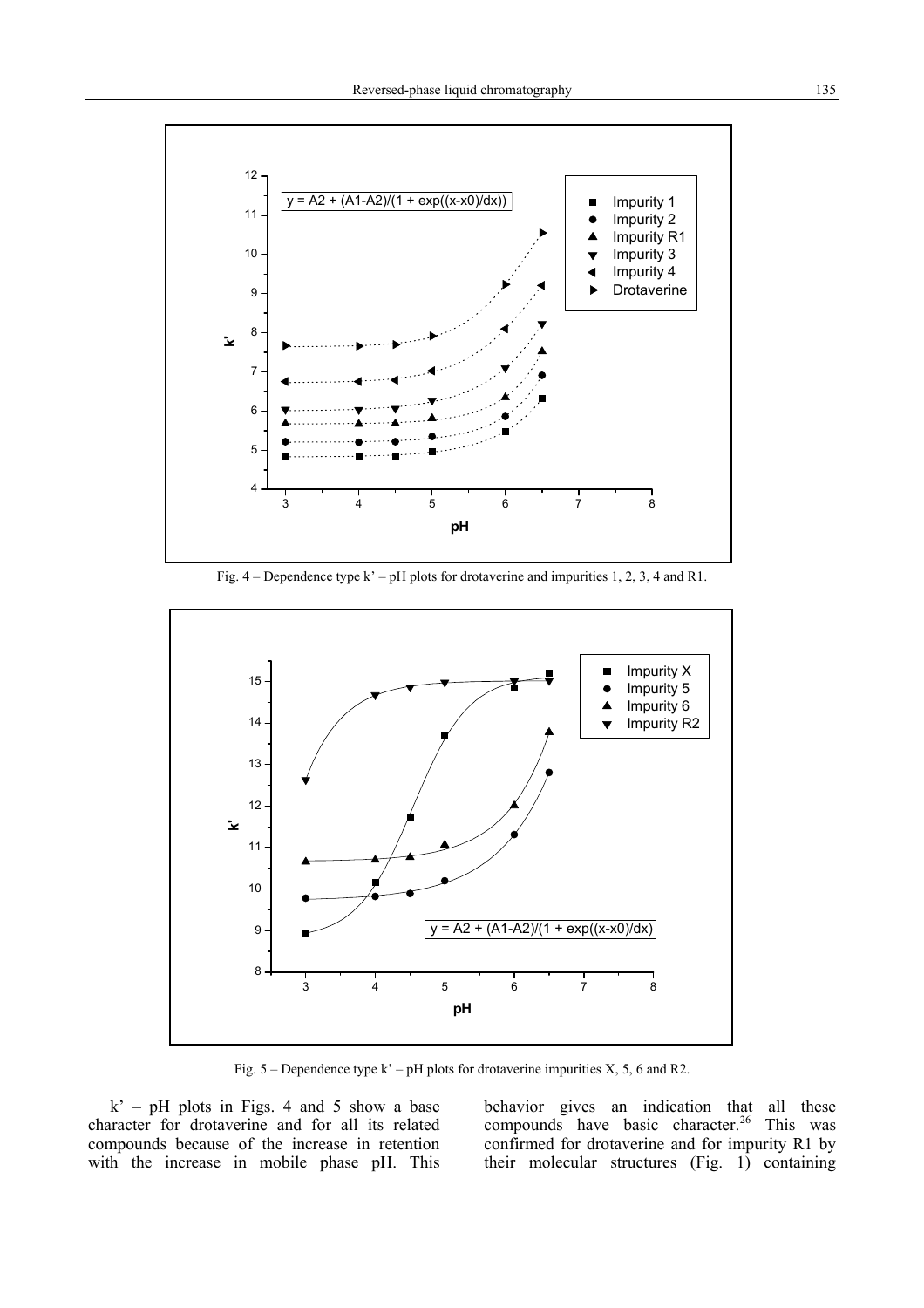Fig. 4 – Dependence type k' – pH plots for drotaverine and impurities 1, 2, 3, 4 and R1.

Fig. 5 – Dependence type k' – pH plots for drotaverine impurities X, 5, 6 and R2.

k' – pH plots in Figs. 4 and 5 show a base character for drotaverine and for all its related compounds because of the increase in retention with the increase in mobile phase pH. This behavior gives an indication that all these compounds have basic character.[26] This was confirmed for drotaverine and for impurity R1 by their molecular structures (Fig. 1) containing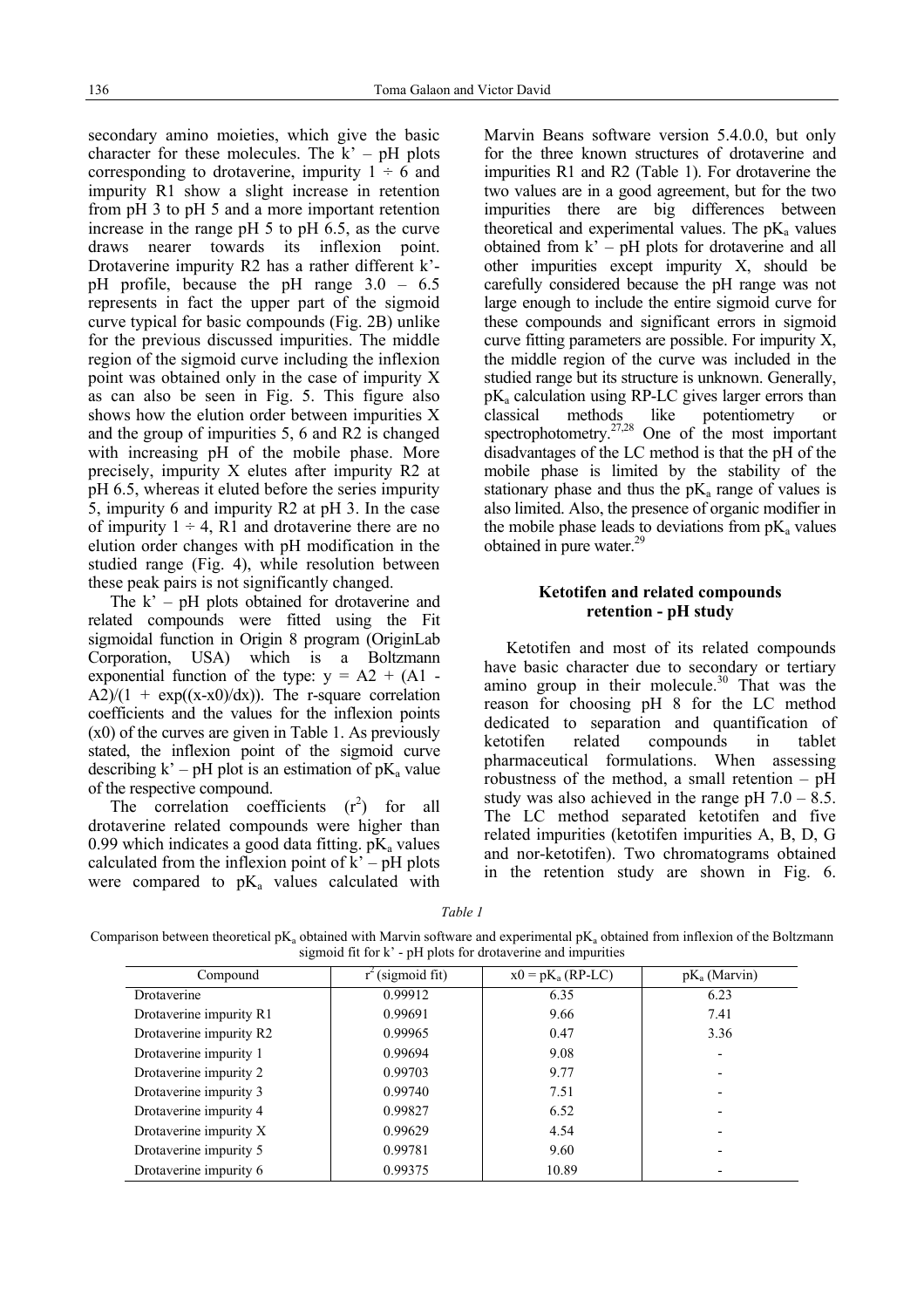secondary amino moieties, which give the basic character for these molecules. The k' – pH plots corresponding to drotaverine, impurity 1 ÷ 6 and impurity R1 show a slight increase in retention from pH 3 to pH 5 and a more important retention increase in the range pH 5 to pH 6.5, as the curve draws nearer towards its inflexion point. Drotaverine impurity R2 has a rather different k'-pH profile, because the pH range 3.0 – 6.5 represents in fact the upper part of the sigmoid curve typical for basic compounds (Fig. 2B) unlike for the previous discussed impurities. The middle region of the sigmoid curve including the inflexion point was obtained only in the case of impurity X as can also be seen in Fig. 5. This figure also shows how the elution order between impurities X and the group of impurities 5, 6 and R2 is changed with increasing pH of the mobile phase. More precisely, impurity X elutes after impurity R2 at pH 6.5, whereas it eluted before the series impurity 5, impurity 6 and impurity R2 at pH 3. In the case of impurity 1 ÷ 4, R1 and drotaverine there are no elution order changes with pH modification in the studied range (Fig. 4), while resolution between these peak pairs is not significantly changed.

The k' – pH plots obtained for drotaverine and related compounds were fitted using the Fit sigmoidal function in Origin 8 program (OriginLab Corporation, USA) which is a Boltzmann exponential function of the type: $y = A2 + (A1 - A2)/(1 + \exp((x-x0)/dx))$. The r-square correlation coefficients and the values for the inflexion points (x0) of the curves are given in Table 1. As previously stated, the inflexion point of the sigmoid curve describing k' – pH plot is an estimation of $pK_a$ value of the respective compound.

The correlation coefficients ($r^2$) for all drotaverine related compounds were higher than 0.99 which indicates a good data fitting. $pK_a$ values calculated from the inflexion point of k' – pH plots were compared to $pK_a$ values calculated with Marvin Beans software version 5.4.0.0, but only for the three known structures of drotaverine and impurities R1 and R2 (Table 1). For drotaverine the two values are in a good agreement, but for the two impurities there are big differences between theoretical and experimental values. The $pK_a$ values obtained from k' – pH plots for drotaverine and all other impurities except impurity X, should be carefully considered because the pH range was not large enough to include the entire sigmoid curve for these compounds and significant errors in sigmoid curve fitting parameters are possible. For impurity X, the middle region of the curve was included in the studied range but its structure is unknown. Generally, $pK_a$ calculation using RP-LC gives larger errors than classical methods like potentiometry or spectrophotometry.[27,28] One of the most important disadvantages of the LC method is that the pH of the mobile phase is limited by the stability of the stationary phase and thus the $pK_a$ range of values is also limited. Also, the presence of organic modifier in the mobile phase leads to deviations from $pK_a$ values obtained in pure water.[29]

### Ketotifen and related compounds retention - pH study

Ketotifen and most of its related compounds have basic character due to secondary or tertiary amino group in their molecule.[30] That was the reason for choosing pH 8 for the LC method dedicated to separation and quantification of ketotifen related compounds in tablet pharmaceutical formulations. When assessing robustness of the method, a small retention – pH study was also achieved in the range pH 7.0 – 8.5. The LC method separated ketotifen and five related impurities (ketotifen impurities A, B, D, G and nor-ketotifen). Two chromatograms obtained in the retention study are shown in Fig. 6.

*Table 1*

Comparison between theoretical $pK_a$ obtained with Marvin software and experimental $pK_a$ obtained from inflexion of the Boltzmann sigmoid fit for k' - pH plots for drotaverine and impurities

| Compound | $r^2$ (sigmoid fit) | $x0 = pK_a$ (RP-LC) | $pK_a$ (Marvin) |
|---|---|---|---|
| Drotaverine | 0.99912 | 6.35 | 6.23 |
| Drotaverine impurity R1 | 0.99691 | 9.66 | 7.41 |
| Drotaverine impurity R2 | 0.99965 | 0.47 | 3.36 |
| Drotaverine impurity 1 | 0.99694 | 9.08 | - |
| Drotaverine impurity 2 | 0.99703 | 9.77 | - |
| Drotaverine impurity 3 | 0.99740 | 7.51 | - |
| Drotaverine impurity 4 | 0.99827 | 6.52 | - |
| Drotaverine impurity X | 0.99629 | 4.54 | - |
| Drotaverine impurity 5 | 0.99781 | 9.60 | - |
| Drotaverine impurity 6 | 0.99375 | 10.89 | - |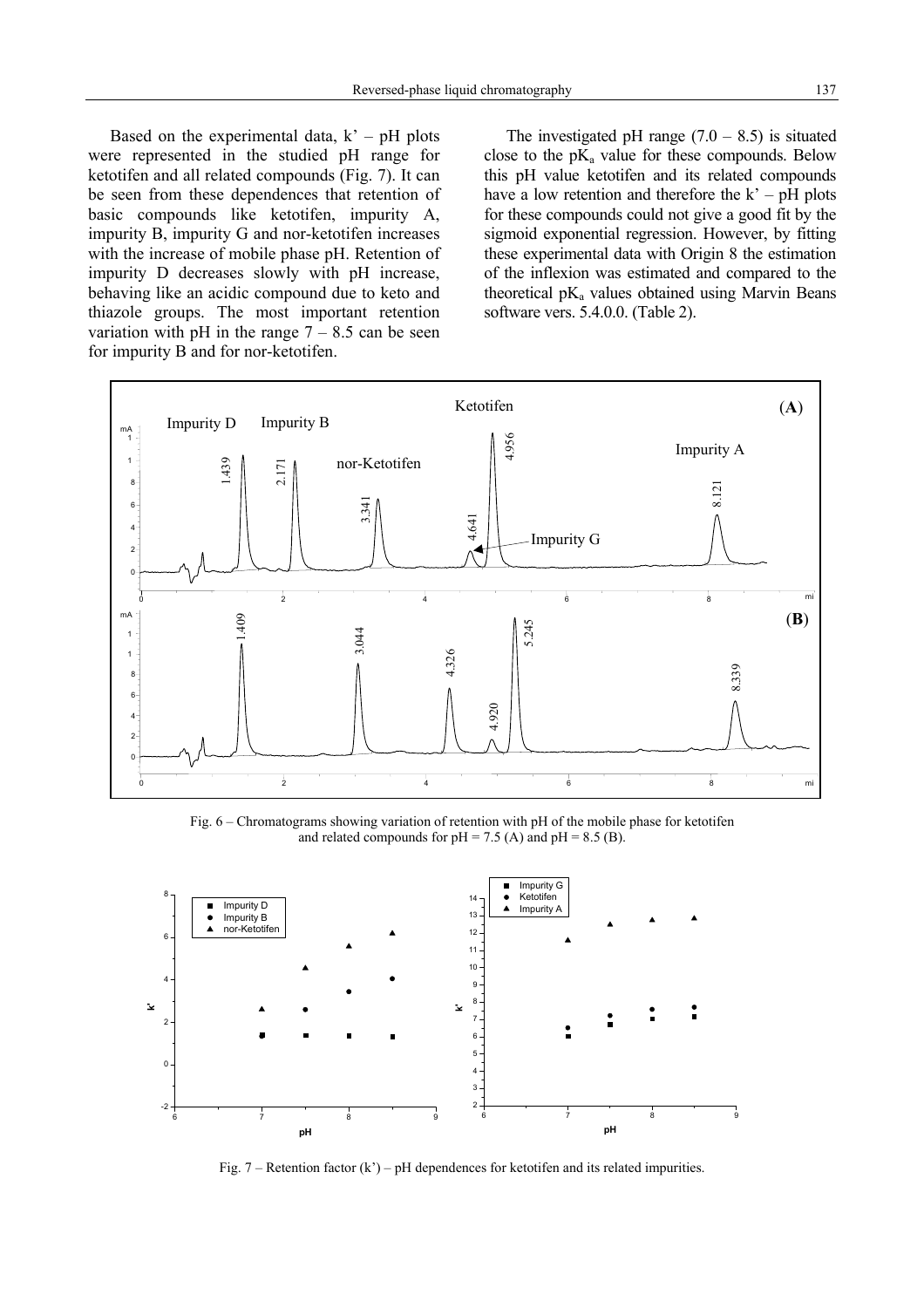Based on the experimental data, k' – pH plots were represented in the studied pH range for ketotifen and all related compounds (Fig. 7). It can be seen from these dependences that retention of basic compounds like ketotifen, impurity A, impurity B, impurity G and nor-ketotifen increases with the increase of mobile phase pH. Retention of impurity D decreases slowly with pH increase, behaving like an acidic compound due to keto and thiazole groups. The most important retention variation with pH in the range 7 – 8.5 can be seen for impurity B and for nor-ketotifen.

The investigated pH range (7.0 – 8.5) is situated close to the $pK_a$ value for these compounds. Below this pH value ketotifen and its related compounds have a low retention and therefore the k' – pH plots for these compounds could not give a good fit by the sigmoid exponential regression. However, by fitting these experimental data with Origin 8 the estimation of the inflexion was estimated and compared to the theoretical $pK_a$ values obtained using Marvin Beans software vers. 5.4.0.0. (Table 2).

Fig. 6 – Chromatograms showing variation of retention with pH of the mobile phase for ketotifen and related compounds for pH = 7.5 (A) and pH = 8.5 (B).

Fig. 7 – Retention factor (k') – pH dependences for ketotifen and its related impurities.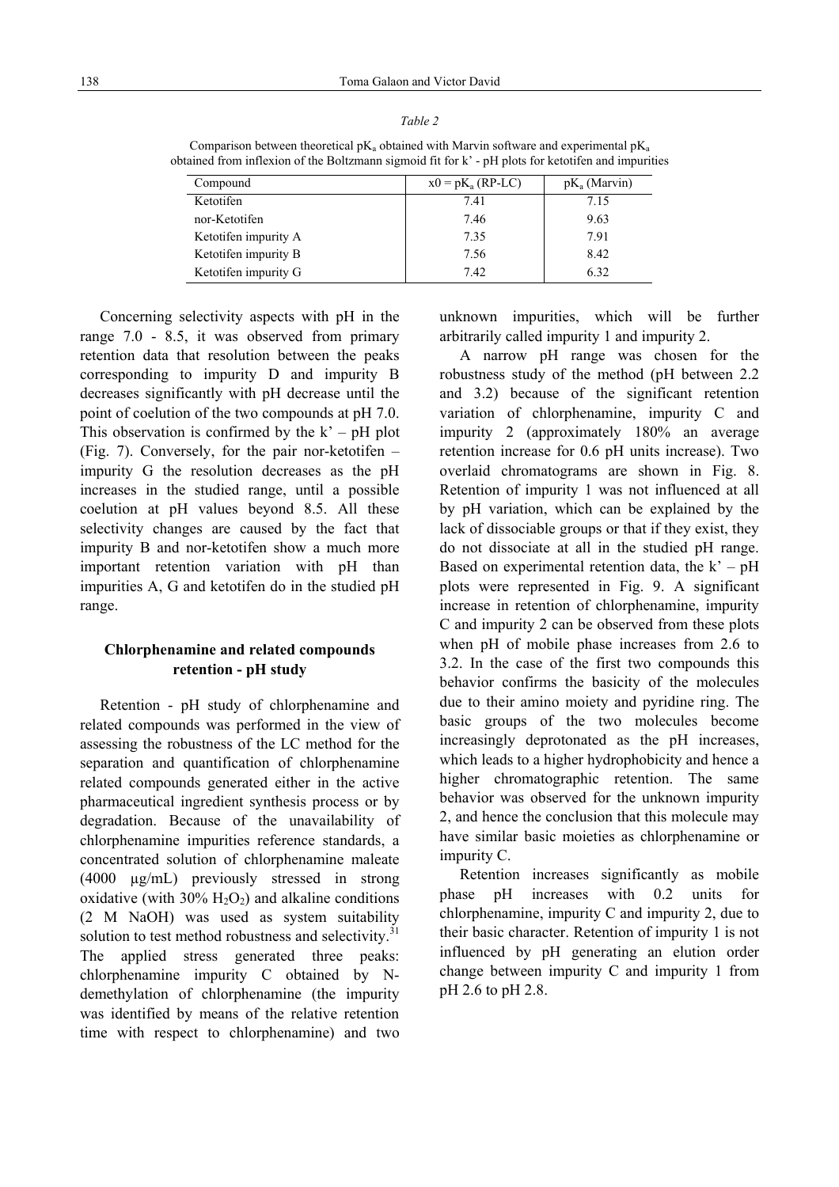*Table 2*

Comparison between theoretical $pK_a$ obtained with Marvin software and experimental $pK_a$ obtained from inflexion of the Boltzmann sigmoid fit for k' - pH plots for ketotifen and impurities

| Compound | $x0 = pK_a$ (RP-LC) | $pK_a$ (Marvin) |
|---|---|---|
| Ketotifen | 7.41 | 7.15 |
| nor-Ketotifen | 7.46 | 9.63 |
| Ketotifen impurity A | 7.35 | 7.91 |
| Ketotifen impurity B | 7.56 | 8.42 |
| Ketotifen impurity G | 7.42 | 6.32 |

Concerning selectivity aspects with pH in the range 7.0 - 8.5, it was observed from primary retention data that resolution between the peaks corresponding to impurity D and impurity B decreases significantly with pH decrease until the point of coelution of the two compounds at pH 7.0. This observation is confirmed by the k' – pH plot (Fig. 7). Conversely, for the pair nor-ketotifen – impurity G the resolution decreases as the pH increases in the studied range, until a possible coelution at pH values beyond 8.5. All these selectivity changes are caused by the fact that impurity B and nor-ketotifen show a much more important retention variation with pH than impurities A, G and ketotifen do in the studied pH range.

## Chlorphenamine and related compounds retention - pH study

Retention - pH study of chlorphenamine and related compounds was performed in the view of assessing the robustness of the LC method for the separation and quantification of chlorphenamine related compounds generated either in the active pharmaceutical ingredient synthesis process or by degradation. Because of the unavailability of chlorphenamine impurities reference standards, a concentrated solution of chlorphenamine maleate (4000 µg/mL) previously stressed in strong oxidative (with 30% $H_2O_2$) and alkaline conditions (2 M NaOH) was used as system suitability solution to test method robustness and selectivity.[31] The applied stress generated three peaks: chlorphenamine impurity C obtained by N-demethylation of chlorphenamine (the impurity was identified by means of the relative retention time with respect to chlorphenamine) and two unknown impurities, which will be further arbitrarily called impurity 1 and impurity 2.

A narrow pH range was chosen for the robustness study of the method (pH between 2.2 and 3.2) because of the significant retention variation of chlorphenamine, impurity C and impurity 2 (approximately 180% an average retention increase for 0.6 pH units increase). Two overlaid chromatograms are shown in Fig. 8. Retention of impurity 1 was not influenced at all by pH variation, which can be explained by the lack of dissociable groups or that if they exist, they do not dissociate at all in the studied pH range. Based on experimental retention data, the k' – pH plots were represented in Fig. 9. A significant increase in retention of chlorphenamine, impurity C and impurity 2 can be observed from these plots when pH of mobile phase increases from 2.6 to 3.2. In the case of the first two compounds this behavior confirms the basicity of the molecules due to their amino moiety and pyridine ring. The basic groups of the two molecules become increasingly deprotonated as the pH increases, which leads to a higher hydrophobicity and hence a higher chromatographic retention. The same behavior was observed for the unknown impurity 2, and hence the conclusion that this molecule may have similar basic moieties as chlorphenamine or impurity C.

Retention increases significantly as mobile phase pH increases with 0.2 units for chlorphenamine, impurity C and impurity 2, due to their basic character. Retention of impurity 1 is not influenced by pH generating an elution order change between impurity C and impurity 1 from pH 2.6 to pH 2.8.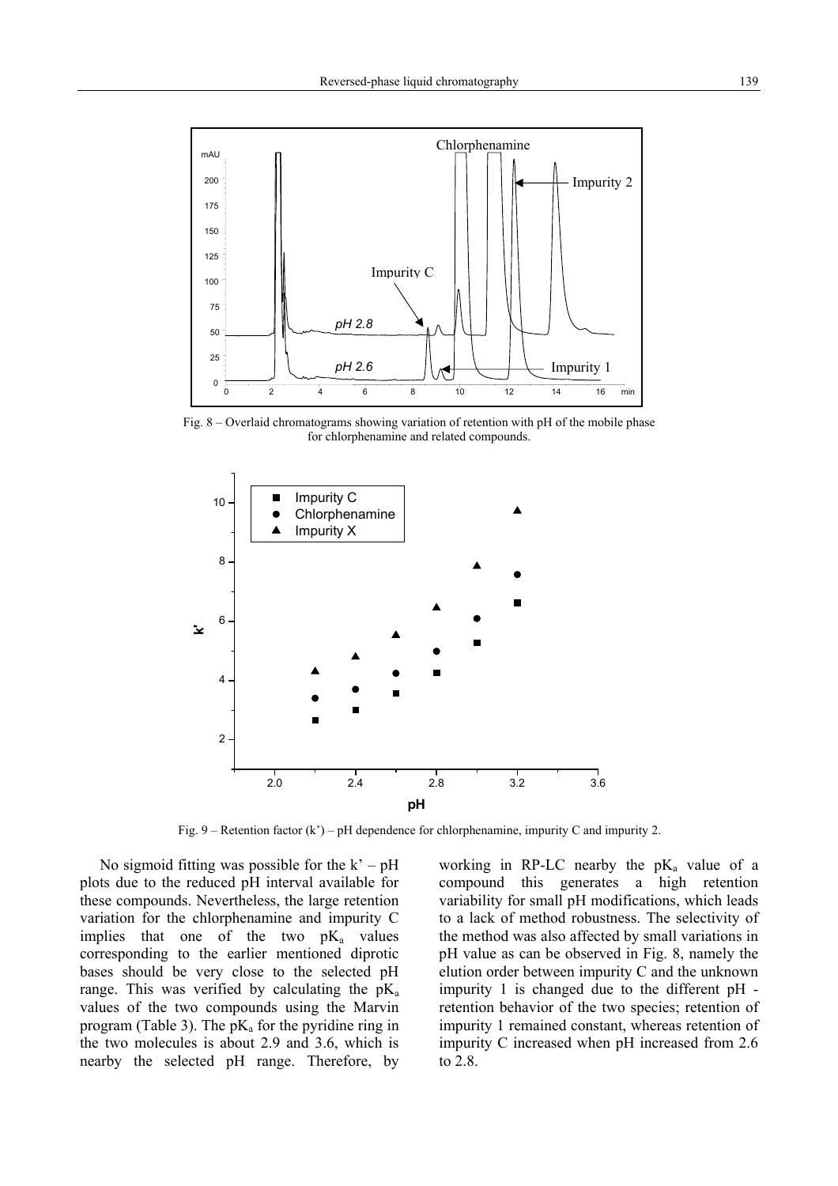Fig. 8 – Overlaid chromatograms showing variation of retention with pH of the mobile phase for chlorphenamine and related compounds.

Fig. 9 – Retention factor (k') – pH dependence for chlorphenamine, impurity C and impurity 2.

No sigmoid fitting was possible for the k' – pH plots due to the reduced pH interval available for these compounds. Nevertheless, the large retention variation for the chlorphenamine and impurity C implies that one of the two $pK_a$ values corresponding to the earlier mentioned diprotic bases should be very close to the selected pH range. This was verified by calculating the $pK_a$ values of the two compounds using the Marvin program (Table 3). The $pK_a$ for the pyridine ring in the two molecules is about 2.9 and 3.6, which is nearby the selected pH range. Therefore, by working in RP-LC nearby the $pK_a$ value of a compound this generates a high retention variability for small pH modifications, which leads to a lack of method robustness. The selectivity of the method was also affected by small variations in pH value as can be observed in Fig. 8, namely the elution order between impurity C and the unknown impurity 1 is changed due to the different pH - retention behavior of the two species; retention of impurity 1 remained constant, whereas retention of impurity C increased when pH increased from 2.6 to 2.8.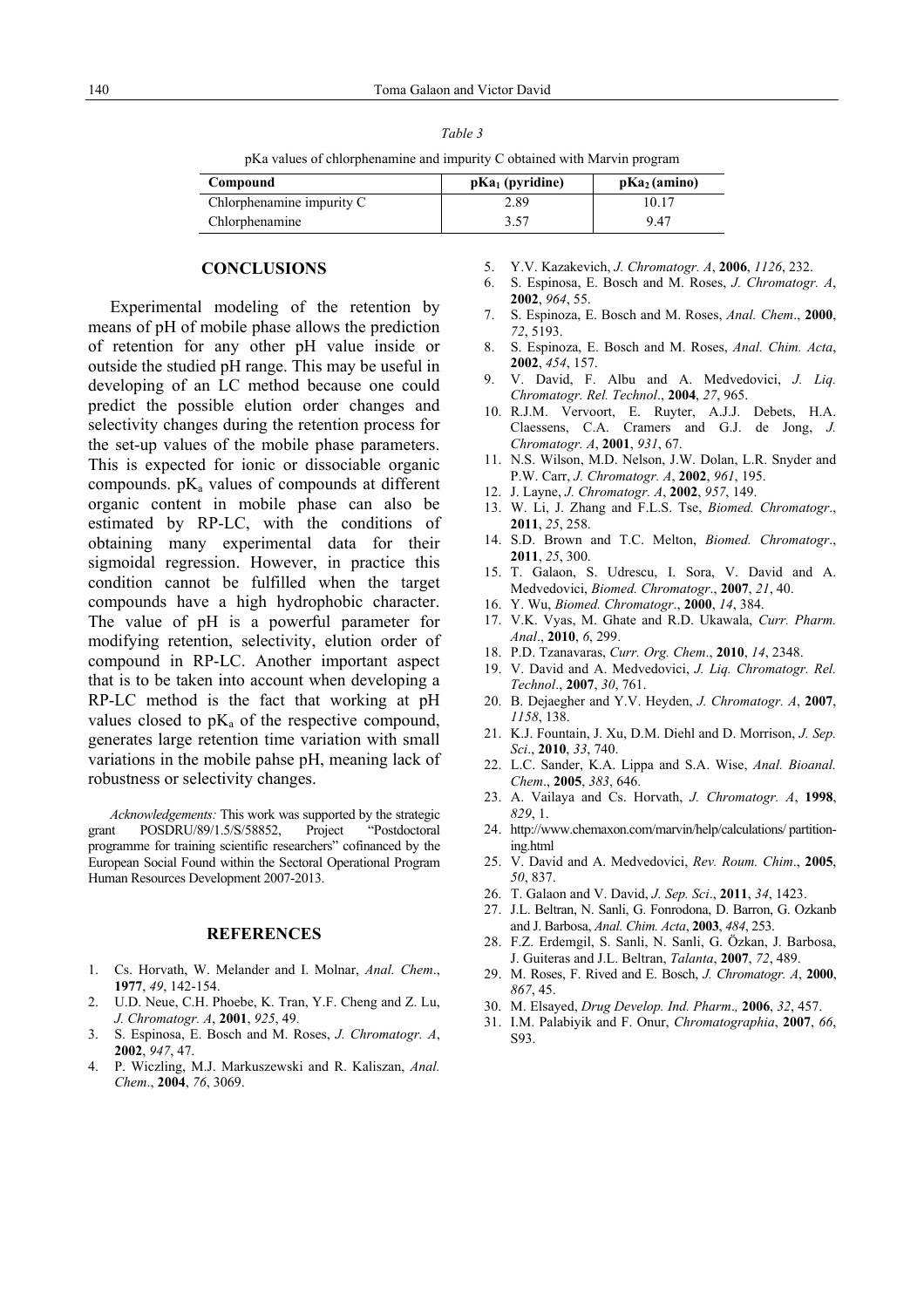*Table 3*

pKa values of chlorphenamine and impurity C obtained with Marvin program

| Compound | $pKa_1$ (pyridine) | $pKa_2$ (amino) |
|---|---|---|
| Chlorphenamine impurity C | 2.89 | 10.17 |
| Chlorphenamine | 3.57 | 9.47 |

## CONCLUSIONS

Experimental modeling of the retention by means of pH of mobile phase allows the prediction of retention for any other pH value inside or outside the studied pH range. This may be useful in developing of an LC method because one could predict the possible elution order changes and selectivity changes during the retention process for the set-up values of the mobile phase parameters. This is expected for ionic or dissociable organic compounds. $pK_a$ values of compounds at different organic content in mobile phase can also be estimated by RP-LC, with the conditions of obtaining many experimental data for their sigmoidal regression. However, in practice this condition cannot be fulfilled when the target compounds have a high hydrophobic character. The value of pH is a powerful parameter for modifying retention, selectivity, elution order of compound in RP-LC. Another important aspect that is to be taken into account when developing a RP-LC method is the fact that working at pH values closed to $pK_a$ of the respective compound, generates large retention time variation with small variations in the mobile pahse pH, meaning lack of robustness or selectivity changes.

*Acknowledgements:* This work was supported by the strategic grant POSDRU/89/1.5/S/58852, Project "Postdoctoral programme for training scientific researchers" cofinanced by the European Social Found within the Sectoral Operational Program Human Resources Development 2007-2013.

## REFERENCES

1. Cs. Horvath, W. Melander and I. Molnar, *Anal. Chem*., **1977**, *49*, 142-154.
2. U.D. Neue, C.H. Phoebe, K. Tran, Y.F. Cheng and Z. Lu, *J. Chromatogr. A*, **2001**, *925*, 49.
3. S. Espinosa, E. Bosch and M. Roses, *J. Chromatogr. A*, **2002**, *947*, 47.
4. P. Wiczling, M.J. Markuszewski and R. Kaliszan, *Anal. Chem*., **2004**, *76*, 3069.
5. Y.V. Kazakevich, *J. Chromatogr. A*, **2006**, *1126*, 232.
6. S. Espinosa, E. Bosch and M. Roses, *J. Chromatogr. A*, **2002**, *964*, 55.
7. S. Espinoza, E. Bosch and M. Roses, *Anal. Chem*., **2000**, *72*, 5193.
8. S. Espinoza, E. Bosch and M. Roses, *Anal. Chim. Acta*, **2002**, *454*, 157.
9. V. David, F. Albu and A. Medvedovici, *J. Liq. Chromatogr. Rel. Technol*., **2004**, *27*, 965.
10. R.J.M. Vervoort, E. Ruyter, A.J.J. Debets, H.A. Claessens, C.A. Cramers and G.J. de Jong, *J. Chromatogr. A*, **2001**, *931*, 67.
11. N.S. Wilson, M.D. Nelson, J.W. Dolan, L.R. Snyder and P.W. Carr, *J. Chromatogr. A*, **2002**, *961*, 195.
12. J. Layne, *J. Chromatogr. A*, **2002**, *957*, 149.
13. W. Li, J. Zhang and F.L.S. Tse, *Biomed. Chromatogr*., **2011**, *25*, 258.
14. S.D. Brown and T.C. Melton, *Biomed. Chromatogr*., **2011**, *25*, 300.
15. T. Galaon, S. Udrescu, I. Sora, V. David and A. Medvedovici, *Biomed. Chromatogr*., **2007**, *21*, 40.
16. Y. Wu, *Biomed. Chromatogr*., **2000**, *14*, 384.
17. V.K. Vyas, M. Ghate and R.D. Ukawala, *Curr. Pharm. Anal*., **2010**, *6*, 299.
18. P.D. Tzanavaras, *Curr. Org. Chem*., **2010**, *14*, 2348.
19. V. David and A. Medvedovici, *J. Liq. Chromatogr. Rel. Technol*., **2007**, *30*, 761.
20. B. Dejaegher and Y.V. Heyden, *J. Chromatogr. A*, **2007**, *1158*, 138.
21. K.J. Fountain, J. Xu, D.M. Diehl and D. Morrison, *J. Sep. Sci*., **2010**, *33*, 740.
22. L.C. Sander, K.A. Lippa and S.A. Wise, *Anal. Bioanal. Chem*., **2005**, *383*, 646.
23. A. Vailaya and Cs. Horvath, *J. Chromatogr. A*, **1998**, *829*, 1.
24. http://www.chemaxon.com/marvin/help/calculations/ partitioning.html
25. V. David and A. Medvedovici, *Rev. Roum. Chim*., **2005**, *50*, 837.
26. T. Galaon and V. David, *J. Sep. Sci*., **2011**, *34*, 1423.
27. J.L. Beltran, N. Sanli, G. Fonrodona, D. Barron, G. Ozkanb and J. Barbosa, *Anal. Chim. Acta*, **2003**, *484*, 253.
28. F.Z. Erdemgil, S. Sanli, N. Sanli, G. Özkan, J. Barbosa, J. Guiteras and J.L. Beltran, *Talanta*, **2007**, *72*, 489.
29. M. Roses, F. Rived and E. Bosch, *J. Chromatogr. A*, **2000**, *867*, 45.
30. M. Elsayed, *Drug Develop. Ind. Pharm*., **2006**, *32*, 457.
31. I.M. Palabiyik and F. Onur, *Chromatographia*, **2007**, *66*, S93.